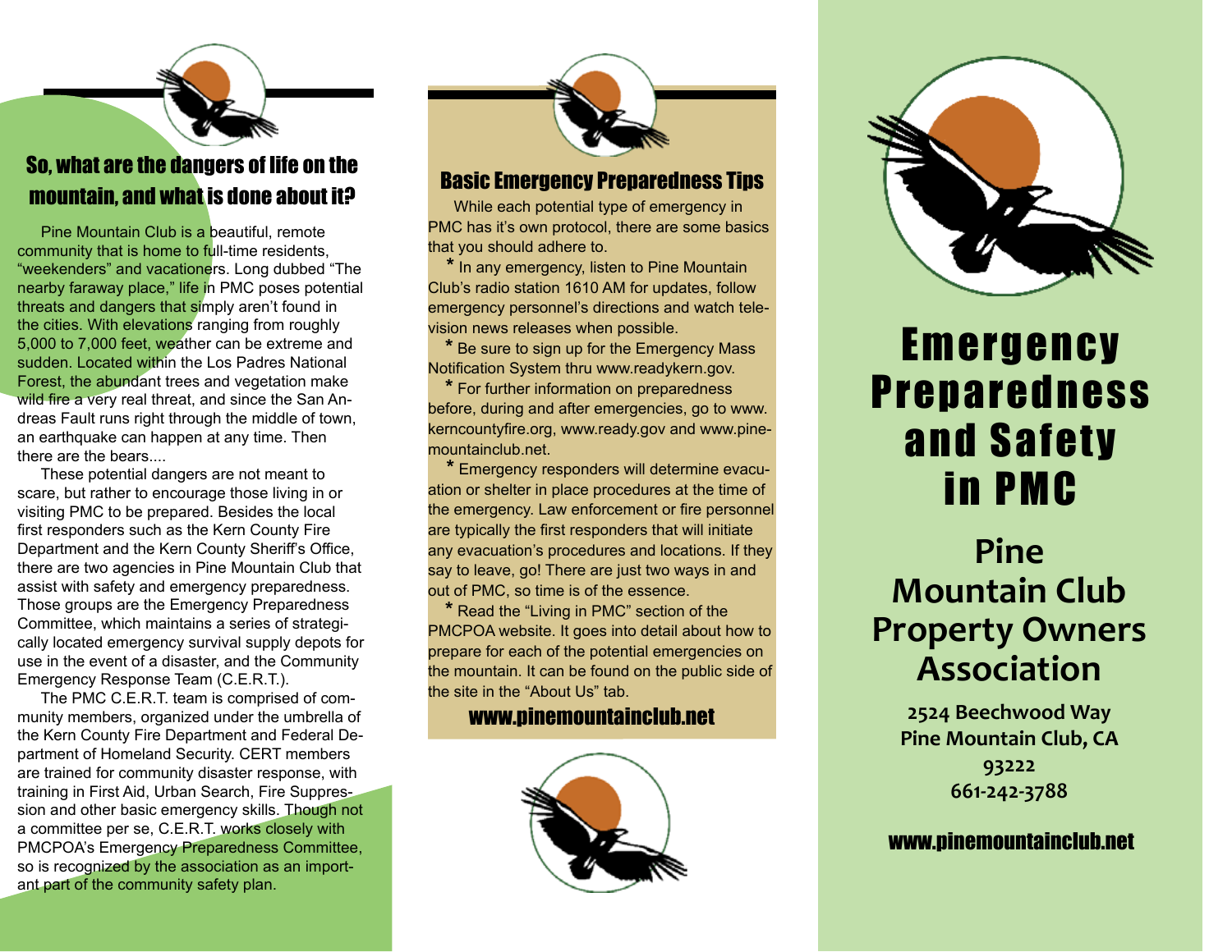## So, what are the dangers of life on the mountain, and what is done about it?

Pine Mountain Club is a beautiful, remote community that is home to full-time residents, "weekenders" and vacationers. Long dubbed "The nearby faraway place," life in PMC poses potential threats and dangers that simply aren't found in the cities. With elevations ranging from roughly 5,000 to 7,000 feet, weather can be extreme and sudden. Located within the Los Padres National Forest, the abundant trees and vegetation make wild fire a very real threat, and since the San Andreas Fault runs right through the middle of town, an earthquake can happen at any time. Then there are the bears....

These potential dangers are not meant to scare, but rather to encourage those living in or visiting PMC to be prepared. Besides the local first responders such as the Kern County Fire Department and the Kern County Sheriff's Office, there are two agencies in Pine Mountain Club that assist with safety and emergency preparedness. Those groups are the Emergency Preparedness Committee, which maintains a series of strategically located emergency survival supply depots for use in the event of a disaster, and the Community Emergency Response Team (C.E.R.T.).

The PMC C.E.R.T. team is comprised of community members, organized under the umbrella of the Kern County Fire Department and Federal Department of Homeland Security. CERT members are trained for community disaster response, with training in First Aid, Urban Search, Fire Suppression and other basic emergency skills. Though not a committee per se, C.E.R.T. works closely with PMCPOA's Emergency Preparedness Committee, so is recognized by the association as an important part of the community safety plan.

## Basic Emergency Preparedness Tips

While each potential type of emergency in PMC has it's own protocol, there are some basics that you should adhere to.

* In any emergency, listen to Pine Mountain Club's radio station 1610 AM for updates, follow emergency personnel's directions and watch television news releases when possible.
* Be sure to sign up for the Emergency Mass Notification System thru www.readykern.gov.
* For further information on preparedness before, during and after emergencies, go to www.kerncountyfire.org, www.ready.gov and www.pinemountainclub.net.
* Emergency responders will determine evacuation or shelter in place procedures at the time of the emergency. Law enforcement or fire personnel are typically the first responders that will initiate any evacuation's procedures and locations. If they say to leave, go! There are just two ways in and out of PMC, so time is of the essence.
* Read the "Living in PMC" section of the PMCPOA website. It goes into detail about how to prepare for each of the potential emergencies on the mountain. It can be found on the public side of the site in the "About Us" tab.

**www.pinemountainclub.net**

# Emergency Preparedness and Safety in PMC

## Pine Mountain Club Property Owners Association

**2524 Beechwood Way**
**Pine Mountain Club, CA**
**93222**
**661-242-3788**

**www.pinemountainclub.net**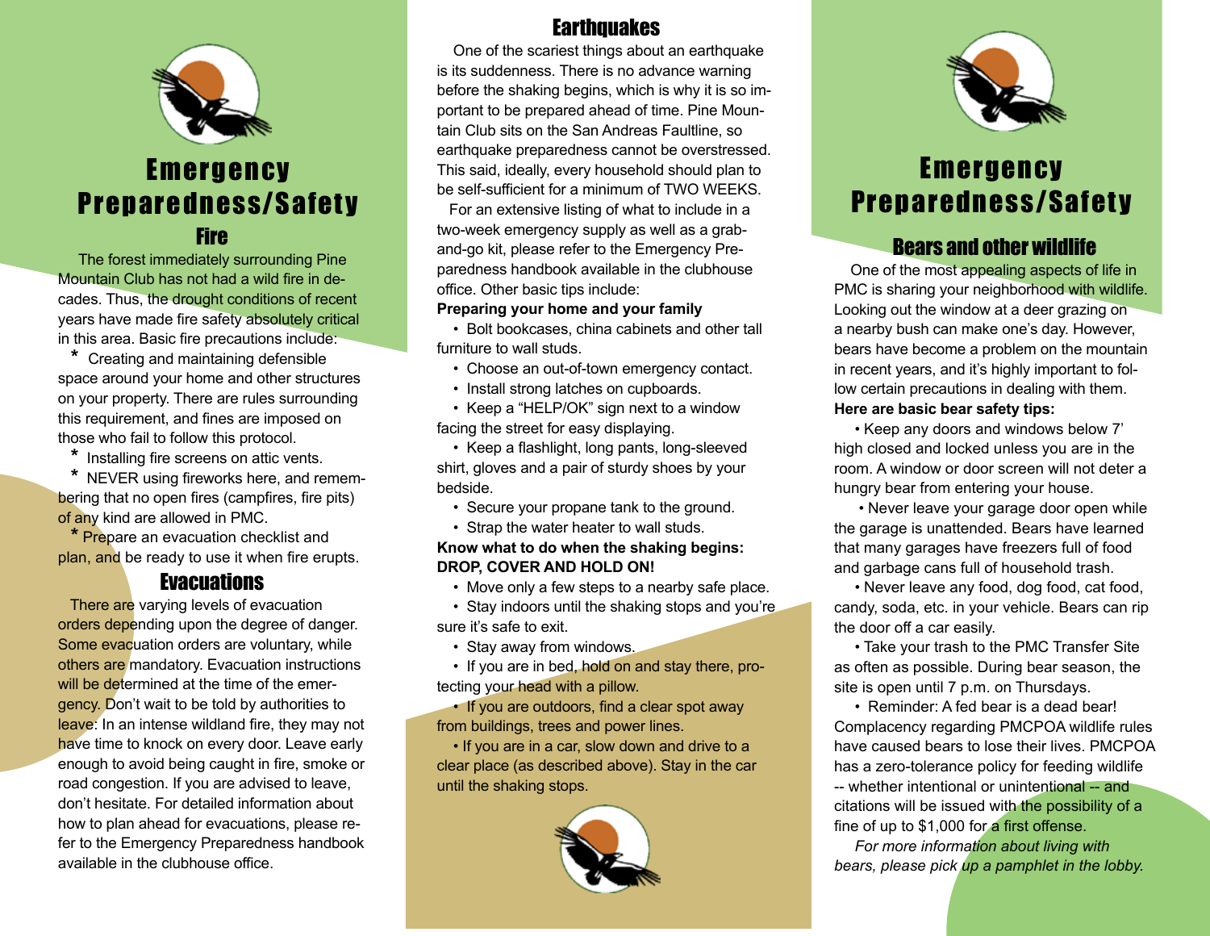# Emergency Preparedness/Safety

## Fire

The forest immediately surrounding Pine Mountain Club has not had a wild fire in decades. Thus, the drought conditions of recent years have made fire safety absolutely critical in this area. Basic fire precautions include:

* Creating and maintaining defensible space around your home and other structures on your property. There are rules surrounding this requirement, and fines are imposed on those who fail to follow this protocol.
* Installing fire screens on attic vents.
* NEVER using fireworks here, and remembering that no open fires (campfires, fire pits) of any kind are allowed in PMC.
* Prepare an evacuation checklist and plan, and be ready to use it when fire erupts.

## Evacuations

There are varying levels of evacuation orders depending upon the degree of danger. Some evacuation orders are voluntary, while others are mandatory. Evacuation instructions will be determined at the time of the emergency. Don't wait to be told by authorities to leave: In an intense wildland fire, they may not have time to knock on every door. Leave early enough to avoid being caught in fire, smoke or road congestion. If you are advised to leave, don't hesitate. For detailed information about how to plan ahead for evacuations, please refer to the Emergency Preparedness handbook available in the clubhouse office.

## Earthquakes

One of the scariest things about an earthquake is its suddenness. There is no advance warning before the shaking begins, which is why it is so important to be prepared ahead of time. Pine Mountain Club sits on the San Andreas Faultline, so earthquake preparedness cannot be overstressed. This said, ideally, every household should plan to be self-sufficient for a minimum of TWO WEEKS.

For an extensive listing of what to include in a two-week emergency supply as well as a grab-and-go kit, please refer to the Emergency Preparedness handbook available in the clubhouse office. Other basic tips include:

**Preparing your home and your family**

- Bolt bookcases, china cabinets and other tall furniture to wall studs.
- Choose an out-of-town emergency contact.
- Install strong latches on cupboards.
- Keep a "HELP/OK" sign next to a window facing the street for easy displaying.
- Keep a flashlight, long pants, long-sleeved shirt, gloves and a pair of sturdy shoes by your bedside.
- Secure your propane tank to the ground.
- Strap the water heater to wall studs.

**Know what to do when the shaking begins: DROP, COVER AND HOLD ON!**

- Move only a few steps to a nearby safe place.
- Stay indoors until the shaking stops and you're sure it's safe to exit.
- Stay away from windows.
- If you are in bed, hold on and stay there, protecting your head with a pillow.
- If you are outdoors, find a clear spot away from buildings, trees and power lines.
- If you are in a car, slow down and drive to a clear place (as described above). Stay in the car until the shaking stops.

# Emergency Preparedness/Safety

## Bears and other wildlife

One of the most appealing aspects of life in PMC is sharing your neighborhood with wildlife. Looking out the window at a deer grazing on a nearby bush can make one's day. However, bears have become a problem on the mountain in recent years, and it's highly important to follow certain precautions in dealing with them.

**Here are basic bear safety tips:**

- Keep any doors and windows below 7' high closed and locked unless you are in the room. A window or door screen will not deter a hungry bear from entering your house.
- Never leave your garage door open while the garage is unattended. Bears have learned that many garages have freezers full of food and garbage cans full of household trash.
- Never leave any food, dog food, cat food, candy, soda, etc. in your vehicle. Bears can rip the door off a car easily.
- Take your trash to the PMC Transfer Site as often as possible. During bear season, the site is open until 7 p.m. on Thursdays.
- Reminder: A fed bear is a dead bear! Complacency regarding PMCPOA wildlife rules have caused bears to lose their lives. PMCPOA has a zero-tolerance policy for feeding wildlife -- whether intentional or unintentional -- and citations will be issued with the possibility of a fine of up to $1,000 for a first offense.

*For more information about living with bears, please pick up a pamphlet in the lobby.*